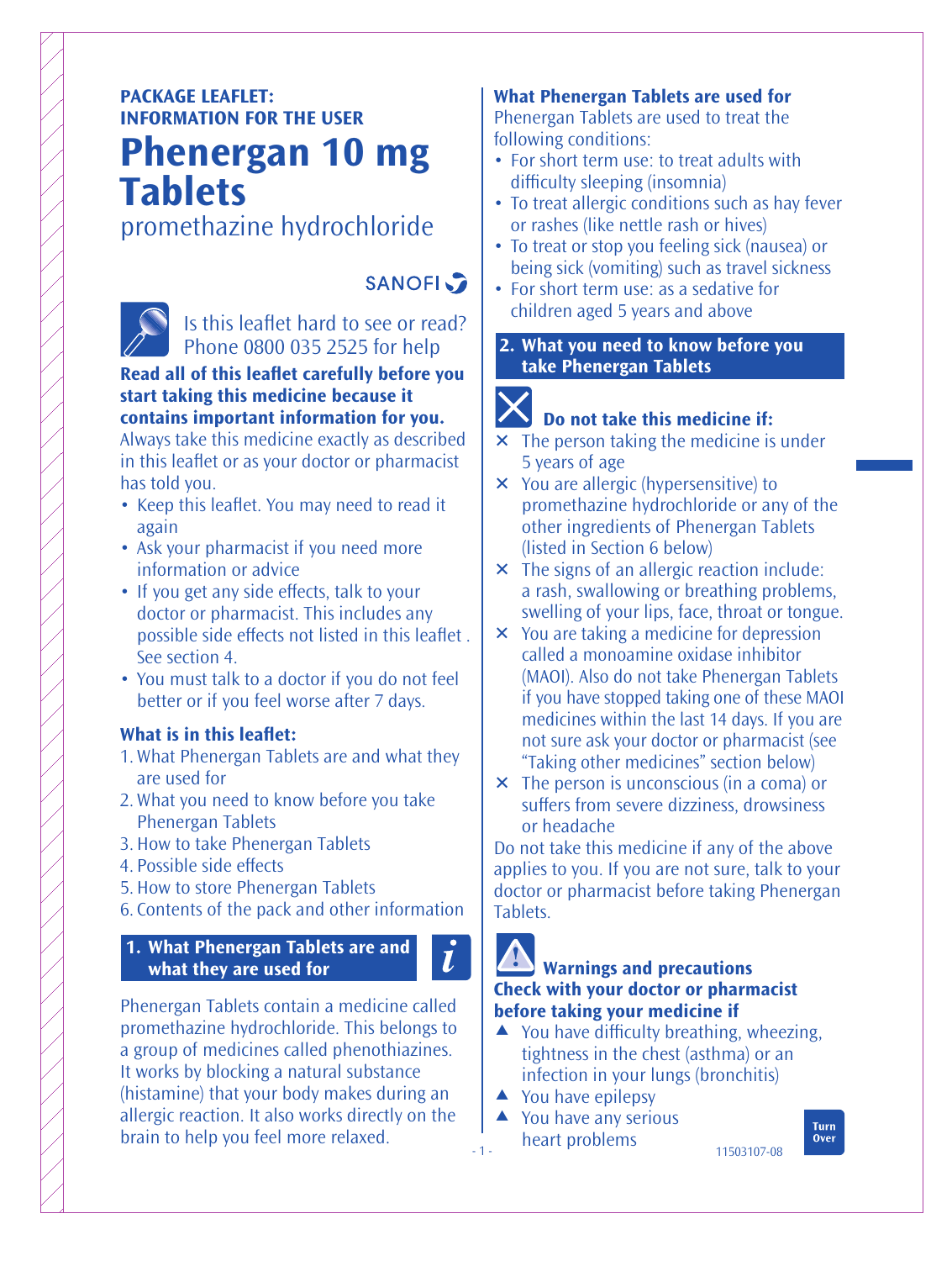**PACKAGE LEAFLET:**
**INFORMATION FOR THE USER**

# Phenergan 10 mg Tablets

promethazine hydrochloride

SANOFI

Is this leaflet hard to see or read? Phone 0800 035 2525 for help

**Read all of this leaflet carefully before you start taking this medicine because it contains important information for you.**

Always take this medicine exactly as described in this leaflet or as your doctor or pharmacist has told you.

- Keep this leaflet. You may need to read it again
- Ask your pharmacist if you need more information or advice
- If you get any side effects, talk to your doctor or pharmacist. This includes any possible side effects not listed in this leaflet . See section 4.
- You must talk to a doctor if you do not feel better or if you feel worse after 7 days.

### What is in this leaflet:

1. What Phenergan Tablets are and what they are used for
2. What you need to know before you take Phenergan Tablets
3. How to take Phenergan Tablets
4. Possible side effects
5. How to store Phenergan Tablets
6. Contents of the pack and other information

## 1. What Phenergan Tablets are and what they are used for

Phenergan Tablets contain a medicine called promethazine hydrochloride. This belongs to a group of medicines called phenothiazines. It works by blocking a natural substance (histamine) that your body makes during an allergic reaction. It also works directly on the brain to help you feel more relaxed.

### What Phenergan Tablets are used for

Phenergan Tablets are used to treat the following conditions:

- For short term use: to treat adults with difficulty sleeping (insomnia)
- To treat allergic conditions such as hay fever or rashes (like nettle rash or hives)
- To treat or stop you feeling sick (nausea) or being sick (vomiting) such as travel sickness
- For short term use: as a sedative for children aged 5 years and above

## 2. What you need to know before you take Phenergan Tablets

### Do not take this medicine if:

- ✕ The person taking the medicine is under 5 years of age
- ✕ You are allergic (hypersensitive) to promethazine hydrochloride or any of the other ingredients of Phenergan Tablets (listed in Section 6 below)
- ✕ The signs of an allergic reaction include: a rash, swallowing or breathing problems, swelling of your lips, face, throat or tongue.
- ✕ You are taking a medicine for depression called a monoamine oxidase inhibitor (MAOI). Also do not take Phenergan Tablets if you have stopped taking one of these MAOI medicines within the last 14 days. If you are not sure ask your doctor or pharmacist (see "Taking other medicines" section below)
- ✕ The person is unconscious (in a coma) or suffers from severe dizziness, drowsiness or headache

Do not take this medicine if any of the above applies to you. If you are not sure, talk to your doctor or pharmacist before taking Phenergan Tablets.

### Warnings and precautions

**Check with your doctor or pharmacist before taking your medicine if**

- ▲ You have difficulty breathing, wheezing, tightness in the chest (asthma) or an infection in your lungs (bronchitis)
- ▲ You have epilepsy
- ▲ You have any serious heart problems

11503107-08

Turn Over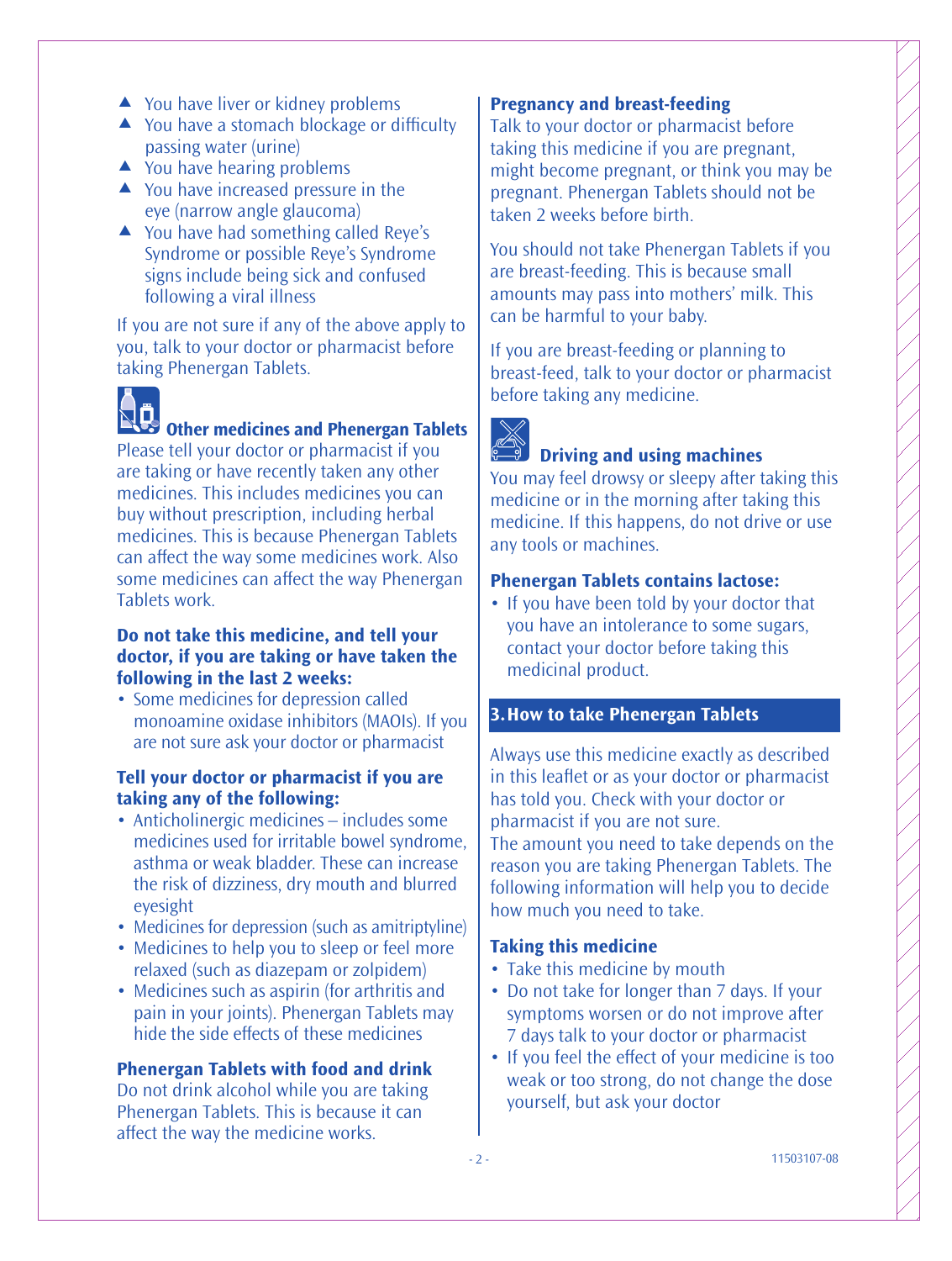- ▲ You have liver or kidney problems
- ▲ You have a stomach blockage or difficulty passing water (urine)
- ▲ You have hearing problems
- ▲ You have increased pressure in the eye (narrow angle glaucoma)
- ▲ You have had something called Reye's Syndrome or possible Reye's Syndrome signs include being sick and confused following a viral illness

If you are not sure if any of the above apply to you, talk to your doctor or pharmacist before taking Phenergan Tablets.

### Other medicines and Phenergan Tablets

Please tell your doctor or pharmacist if you are taking or have recently taken any other medicines. This includes medicines you can buy without prescription, including herbal medicines. This is because Phenergan Tablets can affect the way some medicines work. Also some medicines can affect the way Phenergan Tablets work.

**Do not take this medicine, and tell your doctor, if you are taking or have taken the following in the last 2 weeks:**

- Some medicines for depression called monoamine oxidase inhibitors (MAOIs). If you are not sure ask your doctor or pharmacist

**Tell your doctor or pharmacist if you are taking any of the following:**

- Anticholinergic medicines – includes some medicines used for irritable bowel syndrome, asthma or weak bladder. These can increase the risk of dizziness, dry mouth and blurred eyesight
- Medicines for depression (such as amitriptyline)
- Medicines to help you to sleep or feel more relaxed (such as diazepam or zolpidem)
- Medicines such as aspirin (for arthritis and pain in your joints). Phenergan Tablets may hide the side effects of these medicines

### Phenergan Tablets with food and drink

Do not drink alcohol while you are taking Phenergan Tablets. This is because it can affect the way the medicine works.

### Pregnancy and breast-feeding

Talk to your doctor or pharmacist before taking this medicine if you are pregnant, might become pregnant, or think you may be pregnant. Phenergan Tablets should not be taken 2 weeks before birth.

You should not take Phenergan Tablets if you are breast-feeding. This is because small amounts may pass into mothers' milk. This can be harmful to your baby.

If you are breast-feeding or planning to breast-feed, talk to your doctor or pharmacist before taking any medicine.

### Driving and using machines

You may feel drowsy or sleepy after taking this medicine or in the morning after taking this medicine. If this happens, do not drive or use any tools or machines.

### Phenergan Tablets contains lactose:

- If you have been told by your doctor that you have an intolerance to some sugars, contact your doctor before taking this medicinal product.

## 3. How to take Phenergan Tablets

Always use this medicine exactly as described in this leaflet or as your doctor or pharmacist has told you. Check with your doctor or pharmacist if you are not sure.
The amount you need to take depends on the reason you are taking Phenergan Tablets. The following information will help you to decide how much you need to take.

### Taking this medicine

- Take this medicine by mouth
- Do not take for longer than 7 days. If your symptoms worsen or do not improve after 7 days talk to your doctor or pharmacist
- If you feel the effect of your medicine is too weak or too strong, do not change the dose yourself, but ask your doctor

11503107-08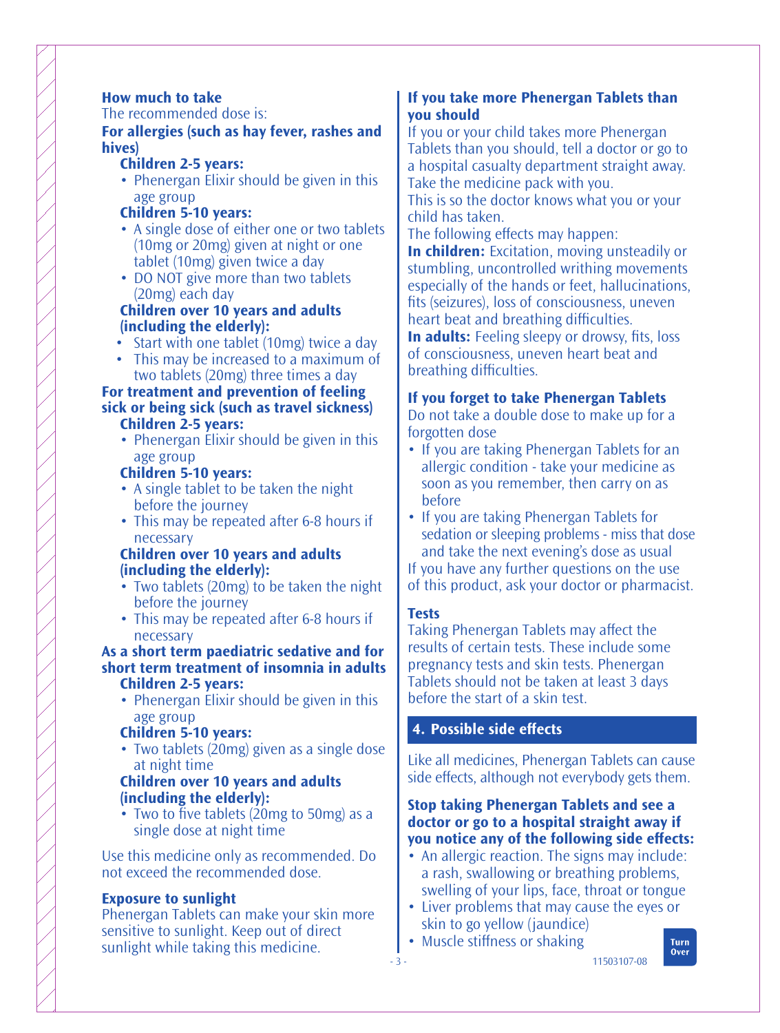### How much to take

The recommended dose is:

**For allergies (such as hay fever, rashes and hives)**

**Children 2-5 years:**

- Phenergan Elixir should be given in this age group

**Children 5-10 years:**

- A single dose of either one or two tablets (10mg or 20mg) given at night or one tablet (10mg) given twice a day
- DO NOT give more than two tablets (20mg) each day

**Children over 10 years and adults (including the elderly):**

- Start with one tablet (10mg) twice a day
- This may be increased to a maximum of two tablets (20mg) three times a day

**For treatment and prevention of feeling sick or being sick (such as travel sickness)**

**Children 2-5 years:**

- Phenergan Elixir should be given in this age group

**Children 5-10 years:**

- A single tablet to be taken the night before the journey
- This may be repeated after 6-8 hours if necessary

**Children over 10 years and adults (including the elderly):**

- Two tablets (20mg) to be taken the night before the journey
- This may be repeated after 6-8 hours if necessary

**As a short term paediatric sedative and for short term treatment of insomnia in adults**

**Children 2-5 years:**

- Phenergan Elixir should be given in this age group

**Children 5-10 years:**

- Two tablets (20mg) given as a single dose at night time

**Children over 10 years and adults (including the elderly):**

- Two to five tablets (20mg to 50mg) as a single dose at night time

Use this medicine only as recommended. Do not exceed the recommended dose.

### Exposure to sunlight

Phenergan Tablets can make your skin more sensitive to sunlight. Keep out of direct sunlight while taking this medicine.

### If you take more Phenergan Tablets than you should

If you or your child takes more Phenergan Tablets than you should, tell a doctor or go to a hospital casualty department straight away. Take the medicine pack with you.

This is so the doctor knows what you or your child has taken.

The following effects may happen:

**In children:** Excitation, moving unsteadily or stumbling, uncontrolled writhing movements especially of the hands or feet, hallucinations, fits (seizures), loss of consciousness, uneven heart beat and breathing difficulties.

**In adults:** Feeling sleepy or drowsy, fits, loss of consciousness, uneven heart beat and breathing difficulties.

### If you forget to take Phenergan Tablets

Do not take a double dose to make up for a forgotten dose

- If you are taking Phenergan Tablets for an allergic condition - take your medicine as soon as you remember, then carry on as before
- If you are taking Phenergan Tablets for sedation or sleeping problems - miss that dose and take the next evening's dose as usual

If you have any further questions on the use of this product, ask your doctor or pharmacist.

### Tests

Taking Phenergan Tablets may affect the results of certain tests. These include some pregnancy tests and skin tests. Phenergan Tablets should not be taken at least 3 days before the start of a skin test.

## 4. Possible side effects

Like all medicines, Phenergan Tablets can cause side effects, although not everybody gets them.

**Stop taking Phenergan Tablets and see a doctor or go to a hospital straight away if you notice any of the following side effects:**

- An allergic reaction. The signs may include: a rash, swallowing or breathing problems, swelling of your lips, face, throat or tongue
- Liver problems that may cause the eyes or skin to go yellow (jaundice)
- Muscle stiffness or shaking

Turn Over

11503107-08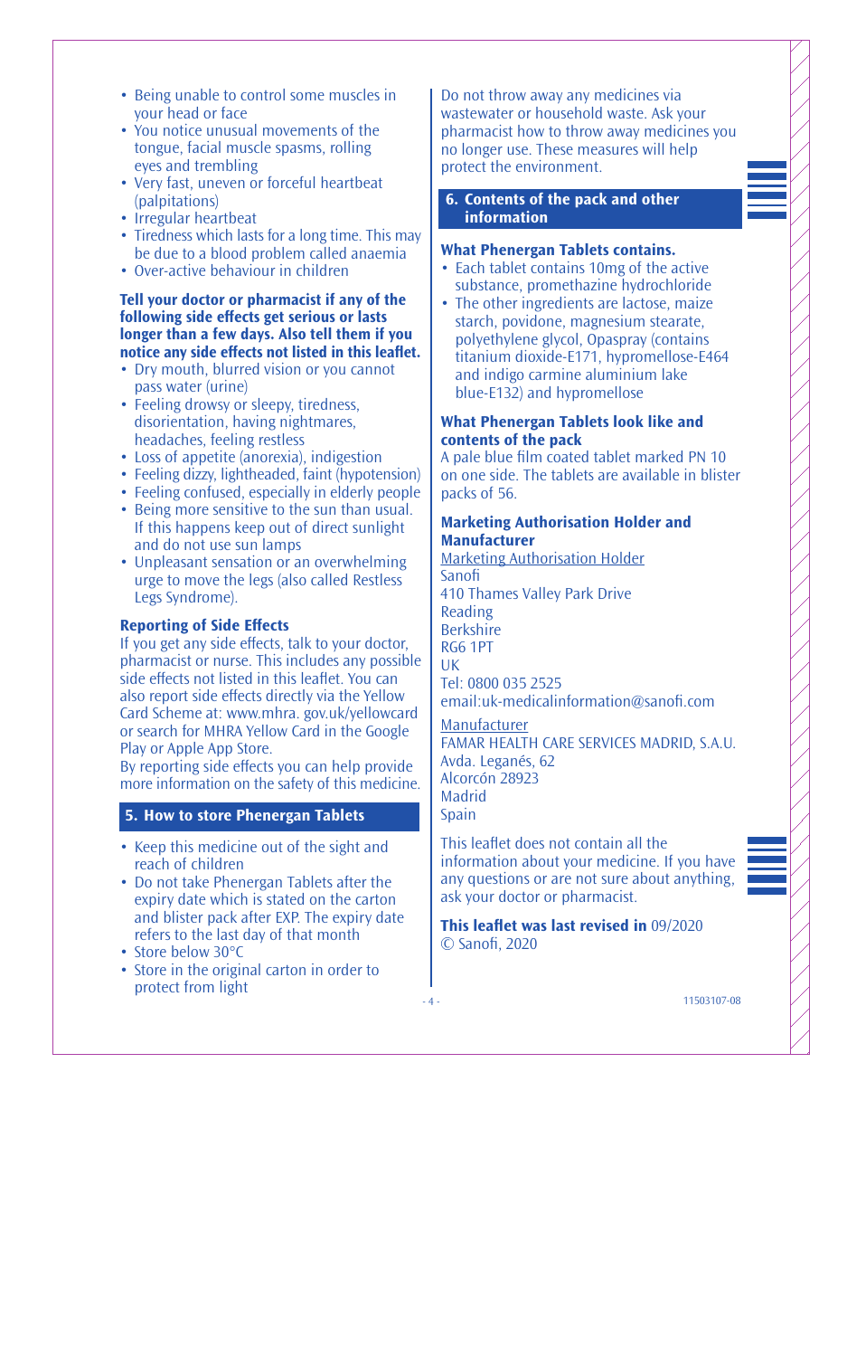- Being unable to control some muscles in your head or face
- You notice unusual movements of the tongue, facial muscle spasms, rolling eyes and trembling
- Very fast, uneven or forceful heartbeat (palpitations)
- Irregular heartbeat
- Tiredness which lasts for a long time. This may be due to a blood problem called anaemia
- Over-active behaviour in children

**Tell your doctor or pharmacist if any of the following side effects get serious or lasts longer than a few days. Also tell them if you notice any side effects not listed in this leaflet.**

- Dry mouth, blurred vision or you cannot pass water (urine)
- Feeling drowsy or sleepy, tiredness, disorientation, having nightmares, headaches, feeling restless
- Loss of appetite (anorexia), indigestion
- Feeling dizzy, lightheaded, faint (hypotension)
- Feeling confused, especially in elderly people
- Being more sensitive to the sun than usual. If this happens keep out of direct sunlight and do not use sun lamps
- Unpleasant sensation or an overwhelming urge to move the legs (also called Restless Legs Syndrome).

### Reporting of Side Effects

If you get any side effects, talk to your doctor, pharmacist or nurse. This includes any possible side effects not listed in this leaflet. You can also report side effects directly via the Yellow Card Scheme at: www.mhra. gov.uk/yellowcard or search for MHRA Yellow Card in the Google Play or Apple App Store.
By reporting side effects you can help provide more information on the safety of this medicine.

## 5. How to store Phenergan Tablets

- Keep this medicine out of the sight and reach of children
- Do not take Phenergan Tablets after the expiry date which is stated on the carton and blister pack after EXP. The expiry date refers to the last day of that month
- Store below 30°C
- Store in the original carton in order to protect from light

Do not throw away any medicines via wastewater or household waste. Ask your pharmacist how to throw away medicines you no longer use. These measures will help protect the environment.

## 6. Contents of the pack and other information

### What Phenergan Tablets contains.

- Each tablet contains 10mg of the active substance, promethazine hydrochloride
- The other ingredients are lactose, maize starch, povidone, magnesium stearate, polyethylene glycol, Opaspray (contains titanium dioxide-E171, hypromellose-E464 and indigo carmine aluminium lake blue-E132) and hypromellose

### What Phenergan Tablets look like and contents of the pack

A pale blue film coated tablet marked PN 10 on one side. The tablets are available in blister packs of 56.

### Marketing Authorisation Holder and Manufacturer

Marketing Authorisation Holder
Sanofi
410 Thames Valley Park Drive
Reading
Berkshire
RG6 1PT
UK
Tel: 0800 035 2525
email:uk-medicalinformation@sanofi.com

Manufacturer
FAMAR HEALTH CARE SERVICES MADRID, S.A.U.
Avda. Leganés, 62
Alcorcón 28923
Madrid
Spain

This leaflet does not contain all the information about your medicine. If you have any questions or are not sure about anything, ask your doctor or pharmacist.

**This leaflet was last revised in** 09/2020
© Sanofi, 2020

11503107-08